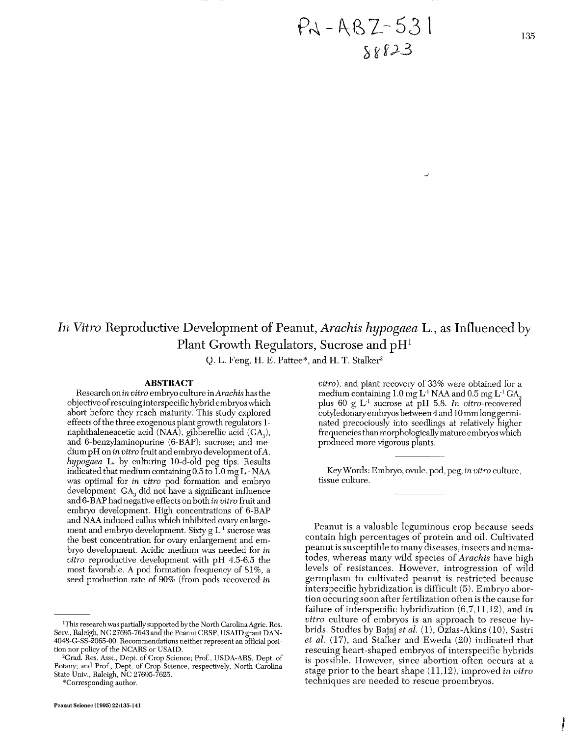# *In Vitro* Reproductive Development of Peanut, *Arachis hypogaea* L., as Influenced by Plant Growth Regulators, Sucrose and pH[1]

Q. L. Feng, H. E. Pattee*, and H. T. Stalker[2]

## ABSTRACT

Research on *in vitro* embryo culture in *Arachis* has the objective of rescuing interspecific hybrid embryos which abort before they reach maturity. This study explored effects of the three exogenous plant growth regulators 1-naphthaleneacetic acid (NAA), gibberellic acid ($GA_3$), and 6-benzylaminopurine (6-BAP); sucrose; and medium pH on *in vitro* fruit and embryo development of *A. hypogaea* L. by culturing 10-d-old peg tips. Results indicated that medium containing 0.5 to 1.0 mg $L^{-1}$ NAA was optimal for *in vitro* pod formation and embryo development. $GA_3$ did not have a significant influence and 6-BAP had negative effects on both *in vitro* fruit and embryo development. High concentrations of 6-BAP and NAA induced callus which inhibited ovary enlargement and embryo development. Sixty g $L^{-1}$ sucrose was the best concentration for ovary enlargement and embryo development. Acidic medium was needed for *in vitro* reproductive development with pH 4.5-6.5 the most favorable. A pod formation frequency of 81%, a seed production rate of 90% (from pods recovered *in vitro*), and plant recovery of 33% were obtained for a medium containing 1.0 mg $L^{-1}$ NAA and 0.5 mg $L^{-1}$ $GA_3$ plus 60 g $L^{-1}$ sucrose at pH 5.8. *In vitro*-recovered cotyledonary embryos between 4 and 10 mm long germinated precociously into seedlings at relatively higher frequencies than morphologically mature embryos which produced more vigorous plants.

Key Words: Embryo, ovule, pod, peg, *in vitro* culture, tissue culture.

---

Peanut is a valuable leguminous crop because seeds contain high percentages of protein and oil. Cultivated peanut is susceptible to many diseases, insects and nematodes, whereas many wild species of *Arachis* have high levels of resistances. However, introgression of wild germplasm to cultivated peanut is restricted because interspecific hybridization is difficult (5). Embryo abortion occuring soon after fertilization often is the cause for failure of interspecific hybridization (6,7,11,12), and *in vitro* culture of embryos is an approach to rescue hybrids. Studies by Bajaj *et al.* (1), Ozias-Akins (10), Sastri *et al.* (17), and Stalker and Eweda (20) indicated that rescuing heart-shaped embryos of interspecific hybrids is possible. However, since abortion often occurs at a stage prior to the heart shape (11,12), improved *in vitro* techniques are needed to rescue proembryos.

---

[1]This research was partially supported by the North Carolina Agric. Res. Serv., Raleigh, NC 27695-7643 and the Peanut CRSP, USAID grant DAN-4048-G-SS-2065-00. Recommendations neither represent an official position nor policy of the NCARS or USAID.

[2]Grad. Res. Asst., Dept. of Crop Science; Prof., USDA-ARS, Dept. of Botany; and Prof., Dept. of Crop Science, respectively, North Carolina State Univ., Raleigh, NC 27695-7625.

*Corresponding author.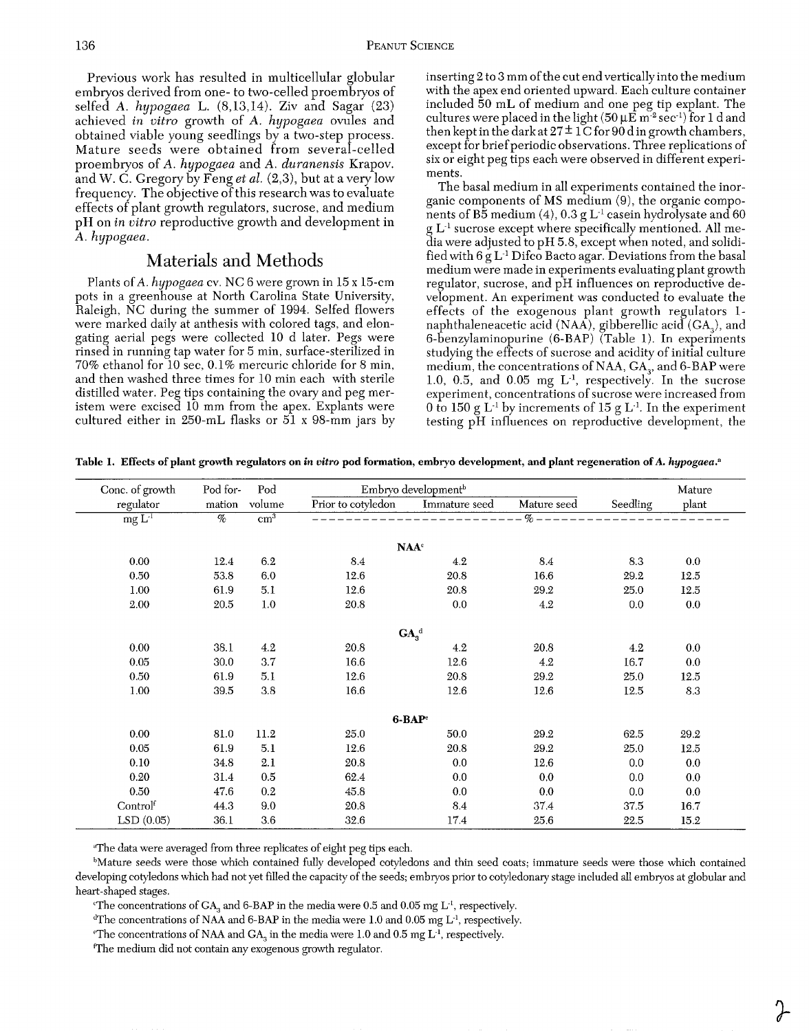Previous work has resulted in multicellular globular embryos derived from one- to two-celled proembryos of selfed *A. hypogaea* L. (8,13,14). Ziv and Sagar (23) achieved *in vitro* growth of *A. hypogaea* ovules and obtained viable young seedlings by a two-step process. Mature seeds were obtained from several-celled proembryos of *A. hypogaea* and *A. duranensis* Krapov. and W. C. Gregory by Feng *et al.* (2,3), but at a very low frequency. The objective of this research was to evaluate effects of plant growth regulators, sucrose, and medium pH on *in vitro* reproductive growth and development in *A. hypogaea*.

## Materials and Methods

Plants of *A. hypogaea* cv. NC 6 were grown in 15 x 15-cm pots in a greenhouse at North Carolina State University, Raleigh, NC during the summer of 1994. Selfed flowers were marked daily at anthesis with colored tags, and elongating aerial pegs were collected 10 d later. Pegs were rinsed in running tap water for 5 min, surface-sterilized in 70% ethanol for 10 sec, 0.1% mercuric chloride for 8 min, and then washed three times for 10 min each with sterile distilled water. Peg tips containing the ovary and peg meristem were excised 10 mm from the apex. Explants were cultured either in 250-mL flasks or 51 x 98-mm jars by inserting 2 to 3 mm of the cut end vertically into the medium with the apex end oriented upward. Each culture container included 50 mL of medium and one peg tip explant. The cultures were placed in the light (50 $\mu E\ m^{-2}\ sec^{-1}$) for 1 d and then kept in the dark at 27 ± 1 C for 90 d in growth chambers, except for brief periodic observations. Three replications of six or eight peg tips each were observed in different experiments.

The basal medium in all experiments contained the inorganic components of MS medium (9), the organic components of B5 medium (4), 0.3 g $L^{-1}$ casein hydrolysate and 60 g $L^{-1}$ sucrose except where specifically mentioned. All media were adjusted to pH 5.8, except when noted, and solidified with 6 g $L^{-1}$ Difco Bacto agar. Deviations from the basal medium were made in experiments evaluating plant growth regulator, sucrose, and pH influences on reproductive development. An experiment was conducted to evaluate the effects of the exogenous plant growth regulators 1-naphthaleneacetic acid (NAA), gibberellic acid ($GA_3$), and 6-benzylaminopurine (6-BAP) (Table 1). In experiments studying the effects of sucrose and acidity of initial culture medium, the concentrations of NAA, $GA_3$, and 6-BAP were 1.0, 0.5, and 0.05 mg $L^{-1}$, respectively. In the sucrose experiment, concentrations of sucrose were increased from 0 to 150 g $L^{-1}$ by increments of 15 g $L^{-1}$. In the experiment testing pH influences on reproductive development, the

**Table 1. Effects of plant growth regulators on *in vitro* pod formation, embryo development, and plant regeneration of *A. hypogaea*.[a]**

| Conc. of growth regulator | Pod formation | Pod volume | Embryo development[b] | | | Seedling | Mature plant |
|---|---|---|---|---|---|---|---|
| | | | Prior to cotyledon | Immature seed | Mature seed | | |
| mg $L^{-1}$ | % | $cm^3$ | % | | | | |
| **NAA[c]** | | | | | | | |
| 0.00 | 12.4 | 6.2 | 8.4 | 4.2 | 8.4 | 8.3 | 0.0 |
| 0.50 | 53.8 | 6.0 | 12.6 | 20.8 | 16.6 | 29.2 | 12.5 |
| 1.00 | 61.9 | 5.1 | 12.6 | 20.8 | 29.2 | 25.0 | 12.5 |
| 2.00 | 20.5 | 1.0 | 20.8 | 0.0 | 4.2 | 0.0 | 0.0 |
| **$GA_3$[d]** | | | | | | | |
| 0.00 | 38.1 | 4.2 | 20.8 | 4.2 | 20.8 | 4.2 | 0.0 |
| 0.05 | 30.0 | 3.7 | 16.6 | 12.6 | 4.2 | 16.7 | 0.0 |
| 0.50 | 61.9 | 5.1 | 12.6 | 20.8 | 29.2 | 25.0 | 12.5 |
| 1.00 | 39.5 | 3.8 | 16.6 | 12.6 | 12.6 | 12.5 | 8.3 |
| **6-BAP[e]** | | | | | | | |
| 0.00 | 81.0 | 11.2 | 25.0 | 50.0 | 29.2 | 62.5 | 29.2 |
| 0.05 | 61.9 | 5.1 | 12.6 | 20.8 | 29.2 | 25.0 | 12.5 |
| 0.10 | 34.8 | 2.1 | 20.8 | 0.0 | 12.6 | 0.0 | 0.0 |
| 0.20 | 31.4 | 0.5 | 62.4 | 0.0 | 0.0 | 0.0 | 0.0 |
| 0.50 | 47.6 | 0.2 | 45.8 | 0.0 | 0.0 | 0.0 | 0.0 |
| Control[f] | 44.3 | 9.0 | 20.8 | 8.4 | 37.4 | 37.5 | 16.7 |
| LSD (0.05) | 36.1 | 3.6 | 32.6 | 17.4 | 25.6 | 22.5 | 15.2 |

[a]The data were averaged from three replicates of eight peg tips each.

[b]Mature seeds were those which contained fully developed cotyledons and thin seed coats; immature seeds were those which contained developing cotyledons which had not yet filled the capacity of the seeds; embryos prior to cotyledonary stage included all embryos at globular and heart-shaped stages.

[c]The concentrations of $GA_3$ and 6-BAP in the media were 0.5 and 0.05 mg $L^{-1}$, respectively.

[d]The concentrations of NAA and 6-BAP in the media were 1.0 and 0.05 mg $L^{-1}$, respectively.

[e]The concentrations of NAA and $GA_3$ in the media were 1.0 and 0.5 mg $L^{-1}$, respectively.

[f]The medium did not contain any exogenous growth regulator.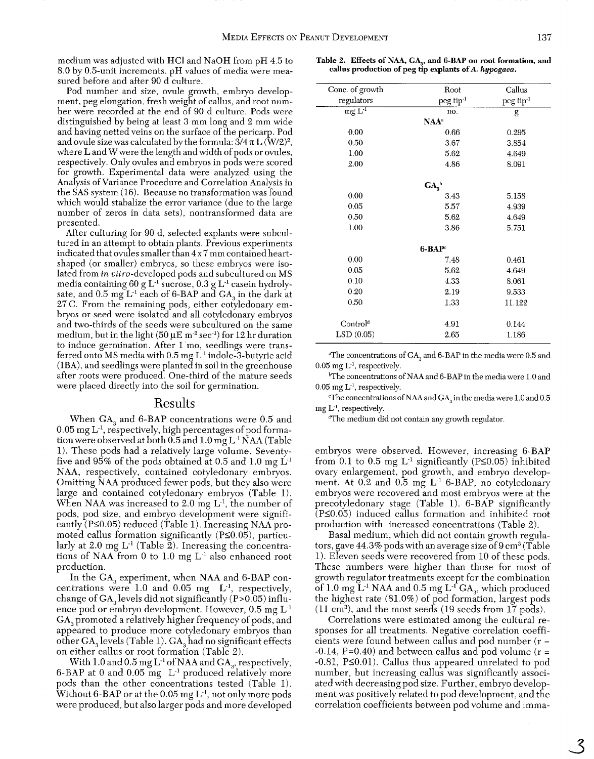medium was adjusted with HCl and NaOH from pH 4.5 to 8.0 by 0.5-unit increments. pH values of media were measured before and after 90 d culture.

Pod number and size, ovule growth, embryo development, peg elongation, fresh weight of callus, and root number were recorded at the end of 90 d culture. Pods were distinguished by being at least 3 mm long and 2 mm wide and having netted veins on the surface of the pericarp. Pod and ovule size was calculated by the formula: $3/4 \pi L (W/2)^2$, where L and W were the length and width of pods or ovules, respectively. Only ovules and embryos in pods were scored for growth. Experimental data were analyzed using the Analysis of Variance Procedure and Correlation Analysis in the SAS system (16). Because no transformation was found which would stabalize the error variance (due to the large number of zeros in data sets), nontransformed data are presented.

After culturing for 90 d, selected explants were subcultured in an attempt to obtain plants. Previous experiments indicated that ovules smaller than 4 x 7 mm contained heart-shaped (or smaller) embryos, so these embryos were isolated from *in vitro*-developed pods and subcultured on MS media containing 60 g $L^{-1}$ sucrose, 0.3 g $L^{-1}$ casein hydrolysate, and 0.5 mg $L^{-1}$ each of 6-BAP and $GA_3$ in the dark at 27 C. From the remaining pods, either cotyledonary embryos or seed were isolated and all cotyledonary embryos and two-thirds of the seeds were subcultured on the same medium, but in the light (50 $\mu$E $m^{-2}$ $sec^{-1}$) for 12 hr duration to induce germination. After 1 mo, seedlings were transferred onto MS media with 0.5 mg $L^{-1}$ indole-3-butyric acid (IBA), and seedlings were planted in soil in the greenhouse after roots were produced. One-third of the mature seeds were placed directly into the soil for germination.

## Results

When $GA_3$ and 6-BAP concentrations were 0.5 and 0.05 mg $L^{-1}$, respectively, high percentages of pod formation were observed at both 0.5 and 1.0 mg $L^{-1}$ NAA (Table 1). These pods had a relatively large volume. Seventy-five and 95% of the pods obtained at 0.5 and 1.0 mg $L^{-1}$ NAA, respectively, contained cotyledonary embryos. Omitting NAA produced fewer pods, but they also were large and contained cotyledonary embryos (Table 1). When NAA was increased to 2.0 mg $L^{-1}$, the number of pods, pod size, and embryo development were significantly ($P \leq 0.05$) reduced (Table 1). Increasing NAA promoted callus formation significantly ($P \leq 0.05$), particularly at 2.0 mg $L^{-1}$ (Table 2). Increasing the concentrations of NAA from 0 to 1.0 mg $L^{-1}$ also enhanced root production.

In the $GA_3$ experiment, when NAA and 6-BAP concentrations were 1.0 and 0.05 mg $L^{-1}$, respectively, change of $GA_3$ levels did not significantly ($P > 0.05$) influence pod or embryo development. However, 0.5 mg $L^{-1}$ $GA_3$ promoted a relatively higher frequency of pods, and appeared to produce more cotyledonary embryos than other $GA_3$ levels (Table 1). $GA_3$ had no significant effects on either callus or root formation (Table 2).

With 1.0 and 0.5 mg $L^{-1}$ of NAA and $GA_3$, respectively, 6-BAP at 0 and 0.05 mg $L^{-1}$ produced relatively more pods than the other concentrations tested (Table 1). Without 6-BAP or at the 0.05 mg $L^{-1}$, not only more pods were produced, but also larger pods and more developed embryos were observed. However, increasing 6-BAP from 0.1 to 0.5 mg $L^{-1}$ significantly ($P \leq 0.05$) inhibited ovary enlargement, pod growth, and embryo development. At 0.2 and 0.5 mg $L^{-1}$ 6-BAP, no cotyledonary embryos were recovered and most embryos were at the precotyledonary stage (Table 1). 6-BAP significantly ($P \leq 0.05$) induced callus formation and inhibited root production with increased concentrations (Table 2).

**Table 2. Effects of NAA, $GA_3$, and 6-BAP on root formation, and callus production of peg tip explants of *A. hypogaea*.**

| Conc. of growth regulators | Root peg tip$^{-1}$ | Callus peg tip$^{-1}$ |
|---|---|---|
| mg $L^{-1}$ | no. | g |
| **NAA**[a] | | |
| 0.00 | 0.66 | 0.295 |
| 0.50 | 3.67 | 3.854 |
| 1.00 | 5.62 | 4.649 |
| 2.00 | 4.86 | 8.091 |
| **$GA_3$**[b] | | |
| 0.00 | 3.43 | 5.158 |
| 0.05 | 5.57 | 4.939 |
| 0.50 | 5.62 | 4.649 |
| 1.00 | 3.86 | 5.751 |
| **6-BAP**[c] | | |
| 0.00 | 7.48 | 0.461 |
| 0.05 | 5.62 | 4.649 |
| 0.10 | 4.33 | 8.061 |
| 0.20 | 2.19 | 9.533 |
| 0.50 | 1.33 | 11.122 |
| Control[d] | 4.91 | 0.144 |
| LSD (0.05) | 2.65 | 1.186 |

[a]The concentrations of $GA_3$ and 6-BAP in the media were 0.5 and 0.05 mg $L^{-1}$, respectively.

[b]The concentrations of NAA and 6-BAP in the media were 1.0 and 0.05 mg $L^{-1}$, respectively.

[c]The concentrations of NAA and $GA_3$ in the media were 1.0 and 0.5 mg $L^{-1}$, respectively.

[d]The medium did not contain any growth regulator.

Basal medium, which did not contain growth regulators, gave 44.3% pods with an average size of 9 $cm^3$ (Table 1). Eleven seeds were recovered from 10 of these pods. These numbers were higher than those for most of growth regulator treatments except for the combination of 1.0 mg $L^{-1}$ NAA and 0.5 mg $L^{-1}$ $GA_3$, which produced the highest rate (81.0%) of pod formation, largest pods (11 $cm^3$), and the most seeds (19 seeds from 17 pods).

Correlations were estimated among the cultural responses for all treatments. Negative correlation coefficients were found between callus and pod number ($r = -0.14$, $P = 0.40$) and between callus and pod volume ($r = -0.81$, $P \leq 0.01$). Callus thus appeared unrelated to pod number, but increasing callus was significantly associated with decreasing pod size. Further, embryo development was positively related to pod development, and the correlation coefficients between pod volume and imma-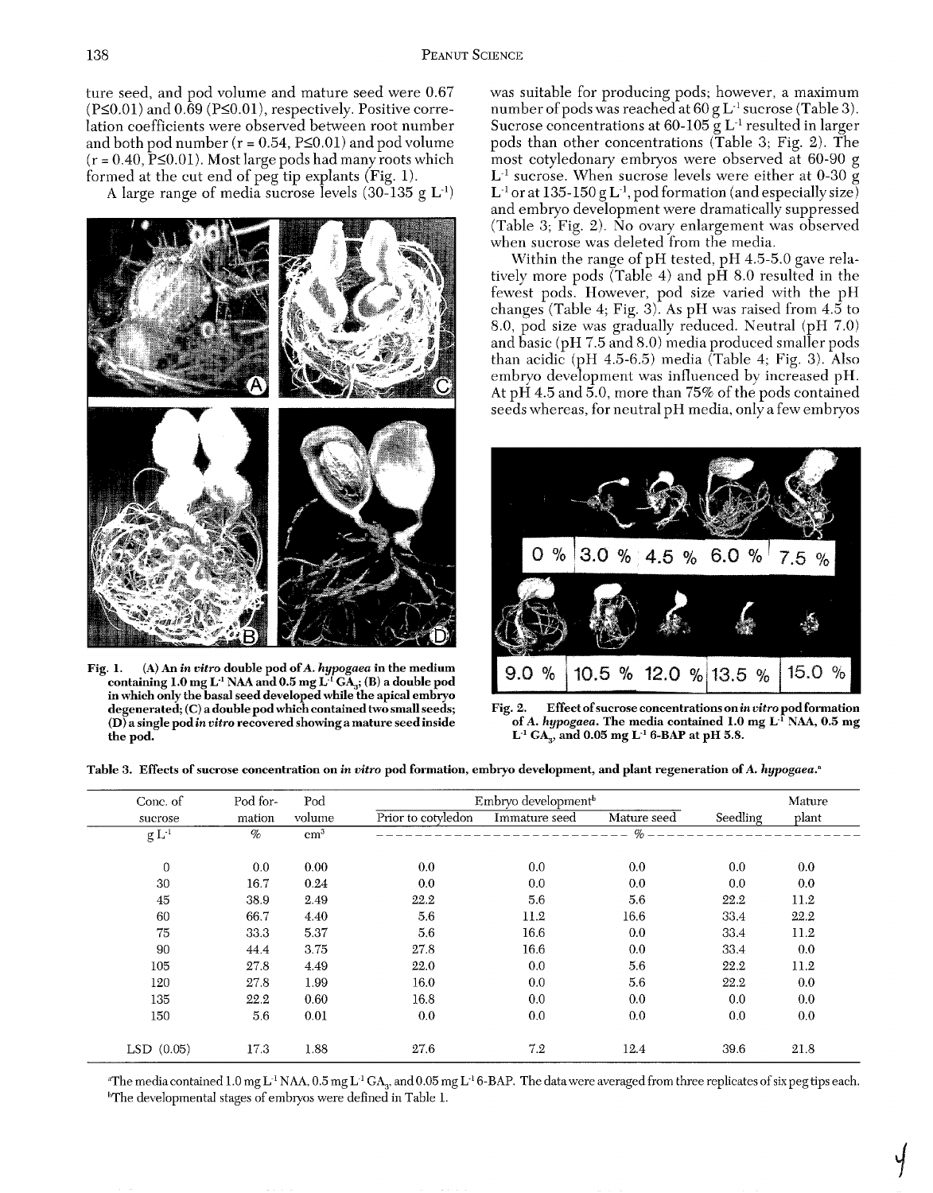ture seed, and pod volume and mature seed were 0.67 (P≤0.01) and 0.69 (P≤0.01), respectively. Positive correlation coefficients were observed between root number and both pod number (r = 0.54, P≤0.01) and pod volume (r = 0.40, P≤0.01). Most large pods had many roots which formed at the cut end of peg tip explants (Fig. 1).

A large range of media sucrose levels (30-135 g $L^{-1}$) was suitable for producing pods; however, a maximum number of pods was reached at 60 g $L^{-1}$ sucrose (Table 3). Sucrose concentrations at 60-105 g $L^{-1}$ resulted in larger pods than other concentrations (Table 3; Fig. 2). The most cotyledonary embryos were observed at 60-90 g $L^{-1}$ sucrose. When sucrose levels were either at 0-30 g $L^{-1}$ or at 135-150 g $L^{-1}$, pod formation (and especially size) and embryo development were dramatically suppressed (Table 3; Fig. 2). No ovary enlargement was observed when sucrose was deleted from the media.

Within the range of pH tested, pH 4.5-5.0 gave relatively more pods (Table 4) and pH 8.0 resulted in the fewest pods. However, pod size varied with the pH changes (Table 4; Fig. 3). As pH was raised from 4.5 to 8.0, pod size was gradually reduced. Neutral (pH 7.0) and basic (pH 7.5 and 8.0) media produced smaller pods than acidic (pH 4.5-6.5) media (Table 4; Fig. 3). Also embryo development was influenced by increased pH. At pH 4.5 and 5.0, more than 75% of the pods contained seeds whereas, for neutral pH media, only a few embryos

**Fig. 1.** (A) An *in vitro* double pod of *A. hypogaea* in the medium containing 1.0 mg $L^{-1}$ NAA and 0.5 mg $L^{-1}$ $GA_3$; (B) a double pod in which only the basal seed developed while the apical embryo degenerated; (C) a double pod which contained two small seeds; (D) a single pod *in vitro* recovered showing a mature seed inside the pod.

**Fig. 2.** Effect of sucrose concentrations on *in vitro* pod formation of *A. hypogaea*. The media contained 1.0 mg $L^{-1}$ NAA, 0.5 mg $L^{-1}$ $GA_3$, and 0.05 mg $L^{-1}$ 6-BAP at pH 5.8.

**Table 3. Effects of sucrose concentration on *in vitro* pod formation, embryo development, and plant regeneration of *A. hypogaea*.**[a]

| Conc. of sucrose | Pod formation | Pod volume | Embryo development[b] | | | Seedling | Mature plant |
|---|---|---|---|---|---|---|---|
| | | | Prior to cotyledon | Immature seed | Mature seed | | |
| g $L^{-1}$ | % | $cm^3$ | % | | | | |
| 0 | 0.0 | 0.00 | 0.0 | 0.0 | 0.0 | 0.0 | 0.0 |
| 30 | 16.7 | 0.24 | 0.0 | 0.0 | 0.0 | 0.0 | 0.0 |
| 45 | 38.9 | 2.49 | 22.2 | 5.6 | 5.6 | 22.2 | 11.2 |
| 60 | 66.7 | 4.40 | 5.6 | 11.2 | 16.6 | 33.4 | 22.2 |
| 75 | 33.3 | 5.37 | 5.6 | 16.6 | 0.0 | 33.4 | 11.2 |
| 90 | 44.4 | 3.75 | 27.8 | 16.6 | 0.0 | 33.4 | 0.0 |
| 105 | 27.8 | 4.49 | 22.0 | 0.0 | 5.6 | 22.2 | 11.2 |
| 120 | 27.8 | 1.99 | 16.0 | 0.0 | 5.6 | 22.2 | 0.0 |
| 135 | 22.2 | 0.60 | 16.8 | 0.0 | 0.0 | 0.0 | 0.0 |
| 150 | 5.6 | 0.01 | 0.0 | 0.0 | 0.0 | 0.0 | 0.0 |
| LSD (0.05) | 17.3 | 1.88 | 27.6 | 7.2 | 12.4 | 39.6 | 21.8 |

[a]The media contained 1.0 mg $L^{-1}$ NAA, 0.5 mg $L^{-1}$ $GA_3$, and 0.05 mg $L^{-1}$ 6-BAP. The data were averaged from three replicates of six peg tips each.
[b]The developmental stages of embryos were defined in Table 1.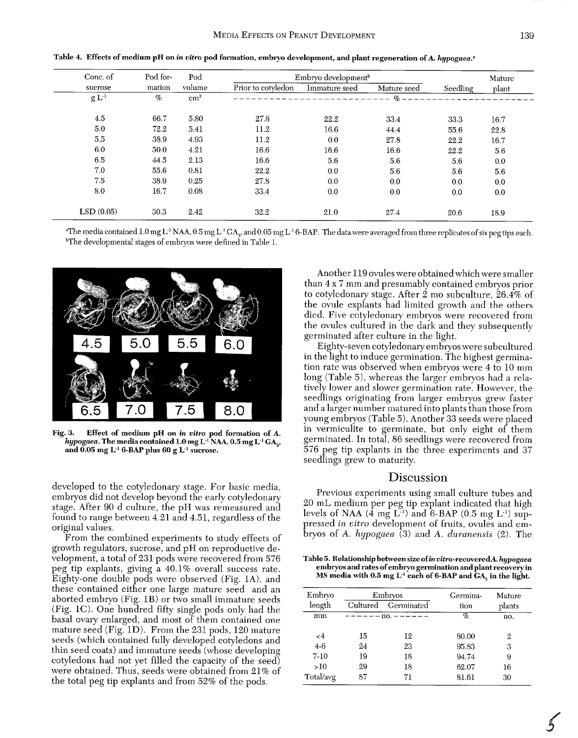**Table 4. Effects of medium pH on *in vitro* pod formation, embryo development, and plant regeneration of *A. hypogaea*.[a]**

| Conc. of sucrose | Pod formation | Pod volume | Embryo development[b] | | | Seedling | Mature plant |
|---|---|---|---|---|---|---|---|
| | | | Prior to cotyledon | Immature seed | Mature seed | | |
| g $L^{-1}$ | % | $cm^3$ | % | | | | |
| 4.5 | 66.7 | 5.80 | 27.8 | 22.2 | 33.4 | 33.3 | 16.7 |
| 5.0 | 72.2 | 5.41 | 11.2 | 16.6 | 44.4 | 55.6 | 22.8 |
| 5.5 | 38.9 | 4.93 | 11.2 | 0.0 | 27.8 | 22.2 | 16.7 |
| 6.0 | 50.0 | 4.21 | 16.6 | 16.6 | 16.6 | 22.2 | 5.6 |
| 6.5 | 44.5 | 2.13 | 16.6 | 5.6 | 5.6 | 5.6 | 0.0 |
| 7.0 | 55.6 | 0.81 | 22.2 | 0.0 | 5.6 | 5.6 | 5.6 |
| 7.5 | 38.9 | 0.25 | 27.8 | 0.0 | 0.0 | 0.0 | 0.0 |
| 8.0 | 16.7 | 0.08 | 33.4 | 0.0 | 0.0 | 0.0 | 0.0 |
| LSD (0.05) | 30.3 | 2.42 | 32.2 | 21.0 | 27.4 | 20.6 | 18.9 |

[a]The media contained 1.0 mg $L^{-1}$ NAA, 0.5 mg $L^{-1}$ $GA_3$, and 0.05 mg $L^{-1}$ 6-BAP. The data were averaged from three replicates of six peg tips each.
[b]The developmental stages of embryos were defined in Table 1.

**Fig. 3. Effect of medium pH on *in vitro* pod formation of *A. hypogaea*. The media contained 1.0 mg $L^{-1}$ NAA, 0.5 mg $L^{-1}$ $GA_3$, and 0.05 mg $L^{-1}$ 6-BAP plus 60 g $L^{-1}$ sucrose.**

developed to the cotyledonary stage. For basic media, embryos did not develop beyond the early cotyledonary stage. After 90 d culture, the pH was remeasured and found to range between 4.21 and 4.51, regardless of the original values.

From the combined experiments to study effects of growth regulators, sucrose, and pH on reproductive development, a total of 231 pods were recovered from 576 peg tip explants, giving a 40.1% overall success rate. Eighty-one double pods were observed (Fig. 1A), and these contained either one large mature seed and an aborted embryo (Fig. 1B) or two small immature seeds (Fig. 1C). One hundred fifty single pods only had the basal ovary enlarged, and most of them contained one mature seed (Fig. 1D). From the 231 pods, 120 mature seeds (which contained fully developed cotyledons and thin seed coats) and immature seeds (whose developing cotyledons had not yet filled the capacity of the seed) were obtained. Thus, seeds were obtained from 21% of the total peg tip explants and from 52% of the pods.

Another 119 ovules were obtained which were smaller than 4 x 7 mm and presumably contained embryos prior to cotyledonary stage. After 2 mo subculture, 26.4% of the ovule explants had limited growth and the others died. Five cotyledonary embryos were recovered from the ovules cultured in the dark and they subsequently germinated after culture in the light.

Eighty-seven cotyledonary embryos were subcultured in the light to induce germination. The highest germination rate was observed when embryos were 4 to 10 mm long (Table 5), whereas the larger embryos had a relatively lower and slower germination rate. However, the seedlings originating from larger embryos grew faster and a larger number matured into plants than those from young embryos (Table 5). Another 33 seeds were placed in vermiculite to germinate, but only eight of them germinated. In total, 86 seedlings were recovered from 576 peg tip explants in the three experiments and 37 seedlings grew to maturity.

## Discussion

Previous experiments using small culture tubes and 20 mL medium per peg tip explant indicated that high levels of NAA (4 mg $L^{-1}$) and 6-BAP (0.5 mg $L^{-1}$) suppressed *in vitro* development of fruits, ovules and embryos of *A. hypogaea* (3) and *A. duranensis* (2). The

**Table 5. Relationship between size of *in vitro*-recovered *A. hypogaea* embryos and rates of embryo germination and plant recovery in MS media with 0.5 mg $L^{-1}$ each of 6-BAP and $GA_3$ in the light.**

| Embryo length | Embryos | | Germination | Mature plants |
|---|---|---|---|---|
| | Cultured | Germinated | | |
| mm | no. | | % | no. |
| <4 | 15 | 12 | 80.00 | 2 |
| 4-6 | 24 | 23 | 95.83 | 3 |
| 7-10 | 19 | 18 | 94.74 | 9 |
| >10 | 29 | 18 | 62.07 | 16 |
| Total/avg | 87 | 71 | 81.61 | 30 |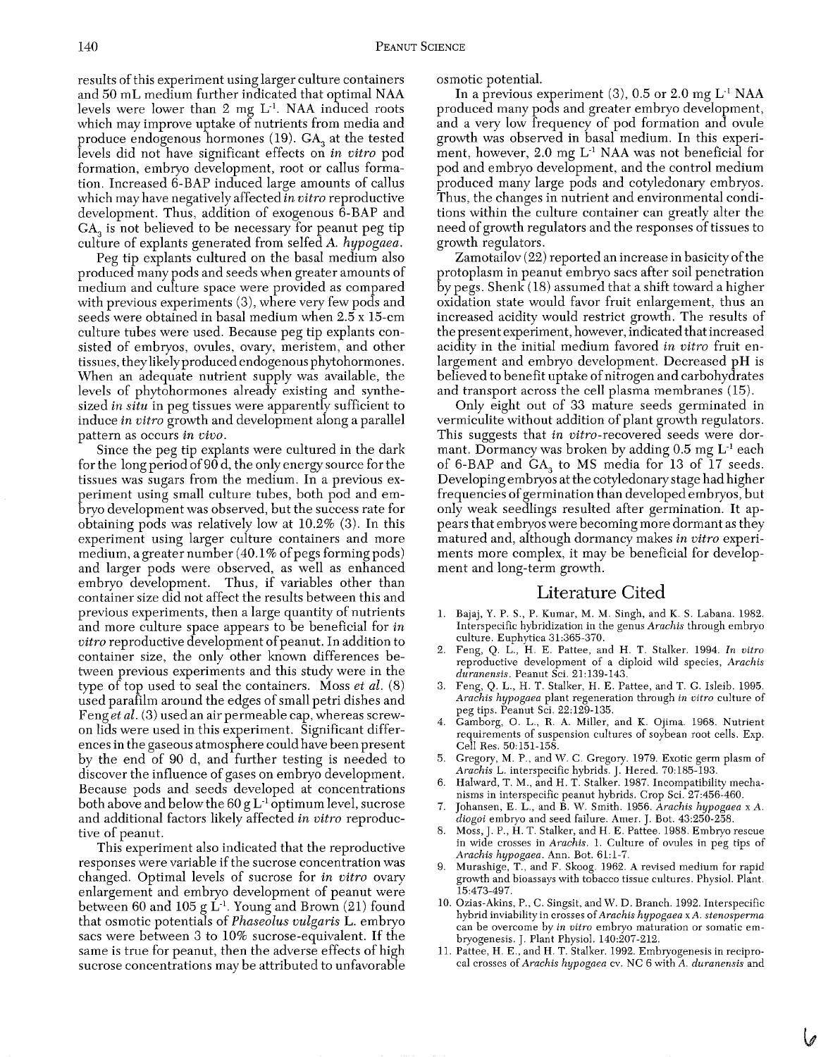results of this experiment using larger culture containers and 50 mL medium further indicated that optimal NAA levels were lower than 2 mg $L^{-1}$. NAA induced roots which may improve uptake of nutrients from media and produce endogenous hormones (19). $GA_3$ at the tested levels did not have significant effects on *in vitro* pod formation, embryo development, root or callus formation. Increased 6-BAP induced large amounts of callus which may have negatively affected *in vitro* reproductive development. Thus, addition of exogenous 6-BAP and $GA_3$ is not believed to be necessary for peanut peg tip culture of explants generated from selfed *A. hypogaea*.

Peg tip explants cultured on the basal medium also produced many pods and seeds when greater amounts of medium and culture space were provided as compared with previous experiments (3), where very few pods and seeds were obtained in basal medium when 2.5 x 15-cm culture tubes were used. Because peg tip explants consisted of embryos, ovules, ovary, meristem, and other tissues, they likely produced endogenous phytohormones. When an adequate nutrient supply was available, the levels of phytohormones already existing and synthesized *in situ* in peg tissues were apparently sufficient to induce *in vitro* growth and development along a parallel pattern as occurs *in vivo*.

Since the peg tip explants were cultured in the dark for the long period of 90 d, the only energy source for the tissues was sugars from the medium. In a previous experiment using small culture tubes, both pod and embryo development was observed, but the success rate for obtaining pods was relatively low at 10.2% (3). In this experiment using larger culture containers and more medium, a greater number (40.1% of pegs forming pods) and larger pods were observed, as well as enhanced embryo development. Thus, if variables other than container size did not affect the results between this and previous experiments, then a large quantity of nutrients and more culture space appears to be beneficial for *in vitro* reproductive development of peanut. In addition to container size, the only other known differences between previous experiments and this study were in the type of top used to seal the containers. Moss *et al.* (8) used parafilm around the edges of small petri dishes and Feng *et al.* (3) used an air permeable cap, whereas screw-on lids were used in this experiment. Significant differences in the gaseous atmosphere could have been present by the end of 90 d, and further testing is needed to discover the influence of gases on embryo development. Because pods and seeds developed at concentrations both above and below the 60 g $L^{-1}$ optimum level, sucrose and additional factors likely affected *in vitro* reproductive of peanut.

This experiment also indicated that the reproductive responses were variable if the sucrose concentration was changed. Optimal levels of sucrose for *in vitro* ovary enlargement and embryo development of peanut were between 60 and 105 g $L^{-1}$. Young and Brown (21) found that osmotic potentials of *Phaseolus vulgaris* L. embryo sacs were between 3 to 10% sucrose-equivalent. If the same is true for peanut, then the adverse effects of high sucrose concentrations may be attributed to unfavorable osmotic potential.

In a previous experiment (3), 0.5 or 2.0 mg $L^{-1}$ NAA produced many pods and greater embryo development, and a very low frequency of pod formation and ovule growth was observed in basal medium. In this experiment, however, 2.0 mg $L^{-1}$ NAA was not beneficial for pod and embryo development, and the control medium produced many large pods and cotyledonary embryos. Thus, the changes in nutrient and environmental conditions within the culture container can greatly alter the need of growth regulators and the responses of tissues to growth regulators.

Zamotailov (22) reported an increase in basicity of the protoplasm in peanut embryo sacs after soil penetration by pegs. Shenk (18) assumed that a shift toward a higher oxidation state would favor fruit enlargement, thus an increased acidity would restrict growth. The results of the present experiment, however, indicated that increased acidity in the initial medium favored *in vitro* fruit enlargement and embryo development. Decreased pH is believed to benefit uptake of nitrogen and carbohydrates and transport across the cell plasma membranes (15).

Only eight out of 33 mature seeds germinated in vermiculite without addition of plant growth regulators. This suggests that *in vitro*-recovered seeds were dormant. Dormancy was broken by adding 0.5 mg $L^{-1}$ each of 6-BAP and $GA_3$ to MS media for 13 of 17 seeds. Developing embryos at the cotyledonary stage had higher frequencies of germination than developed embryos, but only weak seedlings resulted after germination. It appears that embryos were becoming more dormant as they matured and, although dormancy makes *in vitro* experiments more complex, it may be beneficial for development and long-term growth.

## Literature Cited

1. Bajaj, Y. P. S., P. Kumar, M. M. Singh, and K. S. Labana. 1982. Interspecific hybridization in the genus *Arachis* through embryo culture. Euphytica 31:365-370.
2. Feng, Q. L., H. E. Pattee, and H. T. Stalker. 1994. *In vitro* reproductive development of a diploid wild species, *Arachis duranensis*. Peanut Sci. 21:139-143.
3. Feng, Q. L., H. T. Stalker, H. E. Pattee, and T. G. Isleib. 1995. *Arachis hypogaea* plant regeneration through *in vitro* culture of peg tips. Peanut Sci. 22:129-135.
4. Gamborg, O. L., R. A. Miller, and K. Ojima. 1968. Nutrient requirements of suspension cultures of soybean root cells. Exp. Cell Res. 50:151-158.
5. Gregory, M. P., and W. C. Gregory. 1979. Exotic germ plasm of *Arachis* L. interspecific hybrids. J. Hered. 70:185-193.
6. Halward, T. M., and H. T. Stalker. 1987. Incompatibility mechanisms in interspecific peanut hybrids. Crop Sci. 27:456-460.
7. Johansen, E. L., and B. W. Smith. 1956. *Arachis hypogaea* x *A. diogoi* embryo and seed failure. Amer. J. Bot. 43:250-258.
8. Moss, J. P., H. T. Stalker, and H. E. Pattee. 1988. Embryo rescue in wide crosses in *Arachis*. 1. Culture of ovules in peg tips of *Arachis hypogaea*. Ann. Bot. 61:1-7.
9. Murashige, T., and F. Skoog. 1962. A revised medium for rapid growth and bioassays with tobacco tissue cultures. Physiol. Plant. 15:473-497.
10. Ozias-Akins, P., C. Singsit, and W. D. Branch. 1992. Interspecific hybrid inviability in crosses of *Arachis hypogaea* x *A. stenosperma* can be overcome by *in vitro* embryo maturation or somatic embryogenesis. J. Plant Physiol. 140:207-212.
11. Pattee, H. E., and H. T. Stalker. 1992. Embryogenesis in reciprocal crosses of *Arachis hypogaea* cv. NC 6 with *A. duranensis* and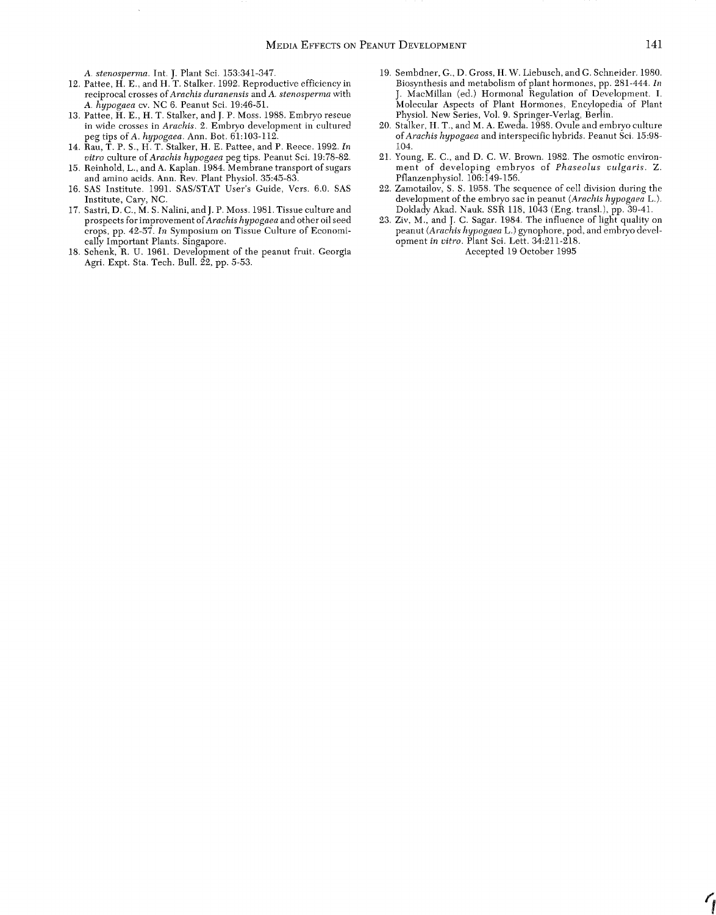*A. stenosperma*. Int. J. Plant Sci. 153:341-347.

12. Pattee, H. E., and H. T. Stalker. 1992. Reproductive efficiency in reciprocal crosses of *Arachis duranensis* and *A. stenosperma* with *A. hypogaea* cv. NC 6. Peanut Sci. 19:46-51.
13. Pattee, H. E., H. T. Stalker, and J. P. Moss. 1988. Embryo rescue in wide crosses in *Arachis*. 2. Embryo development in cultured peg tips of *A. hypogaea*. Ann. Bot. 61:103-112.
14. Rau, T. P. S., H. T. Stalker, H. E. Pattee, and P. Reece. 1992. *In vitro* culture of *Arachis hypogaea* peg tips. Peanut Sci. 19:78-82.
15. Reinhold, L., and A. Kaplan. 1984. Membrane transport of sugars and amino acids. Ann. Rev. Plant Physiol. 35:45-83.
16. SAS Institute. 1991. SAS/STAT User's Guide, Vers. 6.0. SAS Institute, Cary, NC.
17. Sastri, D. C., M. S. Nalini, and J. P. Moss. 1981. Tissue culture and prospects for improvement of *Arachis hypogaea* and other oil seed crops, pp. 42-57. *In* Symposium on Tissue Culture of Economically Important Plants. Singapore.
18. Schenk, R. U. 1961. Development of the peanut fruit. Georgia Agri. Expt. Sta. Tech. Bull. 22, pp. 5-53.
19. Sembdner, G., D. Gross, H. W. Liebusch, and G. Schneider. 1980. Biosynthesis and metabolism of plant hormones, pp. 281-444. *In* J. MacMillan (ed.) Hormonal Regulation of Development. I. Molecular Aspects of Plant Hormones, Encylopedia of Plant Physiol. New Series, Vol. 9. Springer-Verlag, Berlin.
20. Stalker, H. T., and M. A. Eweda. 1988. Ovule and embryo culture of *Arachis hypogaea* and interspecific hybrids. Peanut Sci. 15:98-104.
21. Young, E. C., and D. C. W. Brown. 1982. The osmotic environment of developing embryos of *Phaseolus vulgaris*. Z. Pflanzenphysiol. 106:149-156.
22. Zamotailov, S. S. 1958. The sequence of cell division during the development of the embryo sac in peanut (*Arachis hypogaea* L.). Doklady Akad. Nauk. SSR 118, 1043 (Eng. transl.), pp. 39-41.
23. Ziv, M., and J. C. Sagar. 1984. The influence of light quality on peanut (*Arachis hypogaea* L.) gynophore, pod, and embryo development *in vitro*. Plant Sci. Lett. 34:211-218.

Accepted 19 October 1995